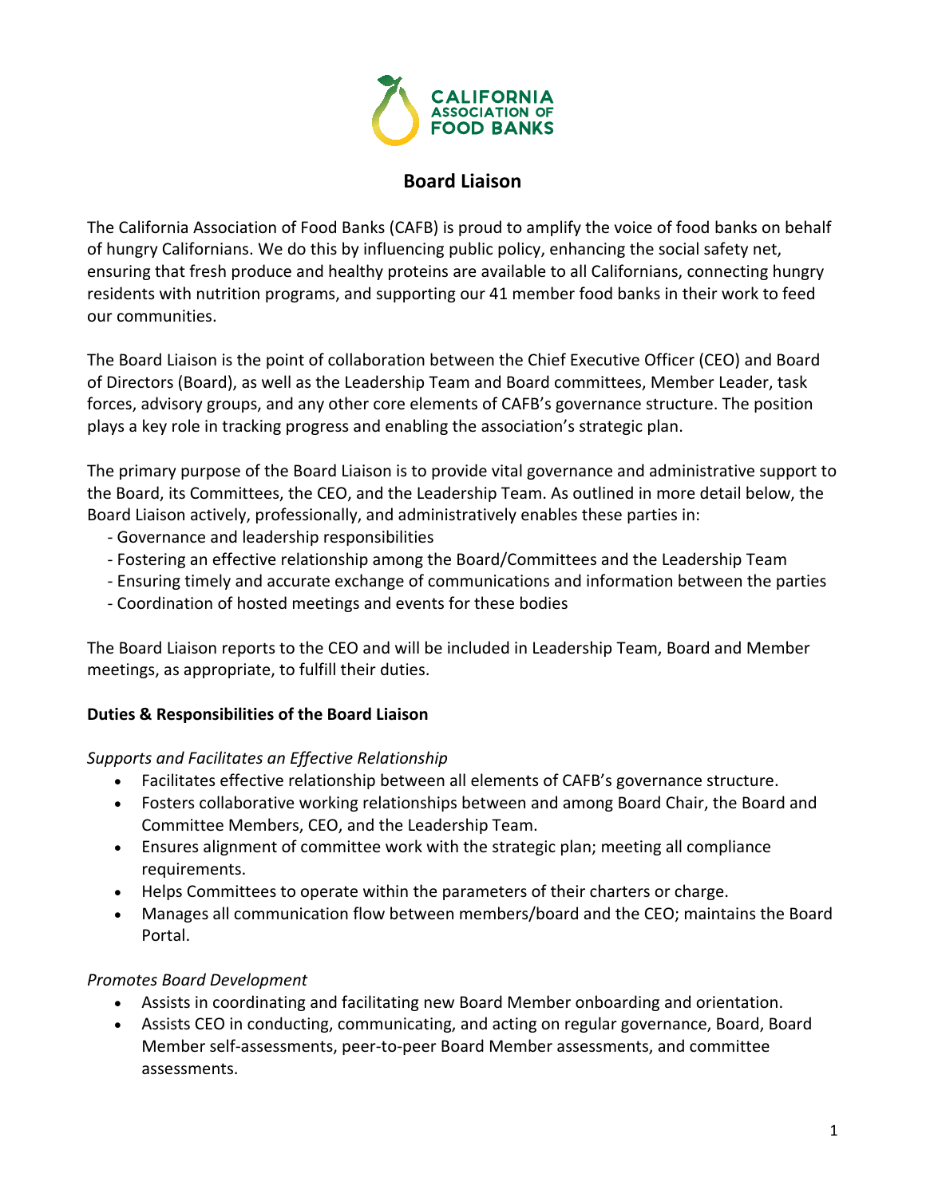# Board Liaison

The California Association of Food Banks (CAFB) is proud to amplify the voice of food banks on behalf of hungry Californians. We do this by influencing public policy, enhancing the social safety net, ensuring that fresh produce and healthy proteins are available to all Californians, connecting hungry residents with nutrition programs, and supporting our 41 member food banks in their work to feed our communities.

The Board Liaison is the point of collaboration between the Chief Executive Officer (CEO) and Board of Directors (Board), as well as the Leadership Team and Board committees, Member Leader, task forces, advisory groups, and any other core elements of CAFB's governance structure. The position plays a key role in tracking progress and enabling the association's strategic plan.

The primary purpose of the Board Liaison is to provide vital governance and administrative support to the Board, its Committees, the CEO, and the Leadership Team. As outlined in more detail below, the Board Liaison actively, professionally, and administratively enables these parties in:

- Governance and leadership responsibilities
- Fostering an effective relationship among the Board/Committees and the Leadership Team
- Ensuring timely and accurate exchange of communications and information between the parties
- Coordination of hosted meetings and events for these bodies

The Board Liaison reports to the CEO and will be included in Leadership Team, Board and Member meetings, as appropriate, to fulfill their duties.

**Duties & Responsibilities of the Board Liaison**

*Supports and Facilitates an Effective Relationship*

- Facilitates effective relationship between all elements of CAFB's governance structure.
- Fosters collaborative working relationships between and among Board Chair, the Board and Committee Members, CEO, and the Leadership Team.
- Ensures alignment of committee work with the strategic plan; meeting all compliance requirements.
- Helps Committees to operate within the parameters of their charters or charge.
- Manages all communication flow between members/board and the CEO; maintains the Board Portal.

*Promotes Board Development*

- Assists in coordinating and facilitating new Board Member onboarding and orientation.
- Assists CEO in conducting, communicating, and acting on regular governance, Board, Board Member self-assessments, peer-to-peer Board Member assessments, and committee assessments.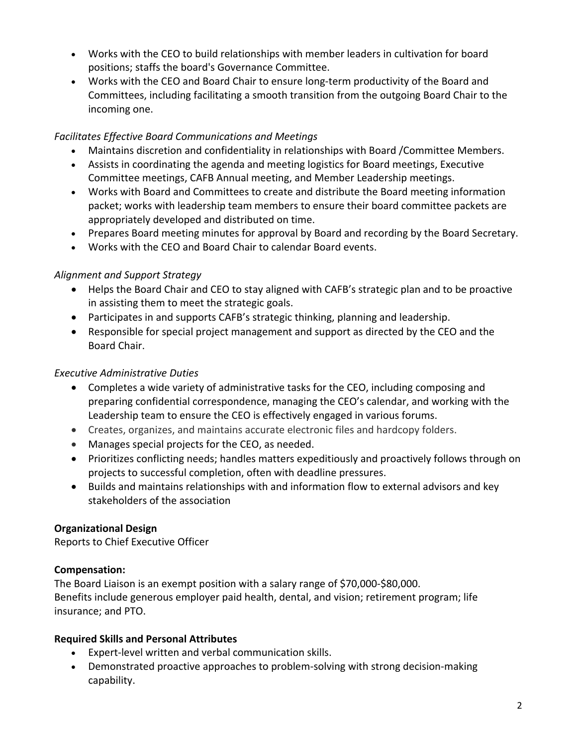- Works with the CEO to build relationships with member leaders in cultivation for board positions; staffs the board's Governance Committee.
- Works with the CEO and Board Chair to ensure long-term productivity of the Board and Committees, including facilitating a smooth transition from the outgoing Board Chair to the incoming one.

*Facilitates Effective Board Communications and Meetings*

- Maintains discretion and confidentiality in relationships with Board /Committee Members.
- Assists in coordinating the agenda and meeting logistics for Board meetings, Executive Committee meetings, CAFB Annual meeting, and Member Leadership meetings.
- Works with Board and Committees to create and distribute the Board meeting information packet; works with leadership team members to ensure their board committee packets are appropriately developed and distributed on time.
- Prepares Board meeting minutes for approval by Board and recording by the Board Secretary.
- Works with the CEO and Board Chair to calendar Board events.

*Alignment and Support Strategy*

- Helps the Board Chair and CEO to stay aligned with CAFB's strategic plan and to be proactive in assisting them to meet the strategic goals.
- Participates in and supports CAFB's strategic thinking, planning and leadership.
- Responsible for special project management and support as directed by the CEO and the Board Chair.

*Executive Administrative Duties*

- Completes a wide variety of administrative tasks for the CEO, including composing and preparing confidential correspondence, managing the CEO's calendar, and working with the Leadership team to ensure the CEO is effectively engaged in various forums.
- Creates, organizes, and maintains accurate electronic files and hardcopy folders.
- Manages special projects for the CEO, as needed.
- Prioritizes conflicting needs; handles matters expeditiously and proactively follows through on projects to successful completion, often with deadline pressures.
- Builds and maintains relationships with and information flow to external advisors and key stakeholders of the association

**Organizational Design**

Reports to Chief Executive Officer

**Compensation:**

The Board Liaison is an exempt position with a salary range of $70,000-$80,000.
Benefits include generous employer paid health, dental, and vision; retirement program; life insurance; and PTO.

**Required Skills and Personal Attributes**

- Expert-level written and verbal communication skills.
- Demonstrated proactive approaches to problem-solving with strong decision-making capability.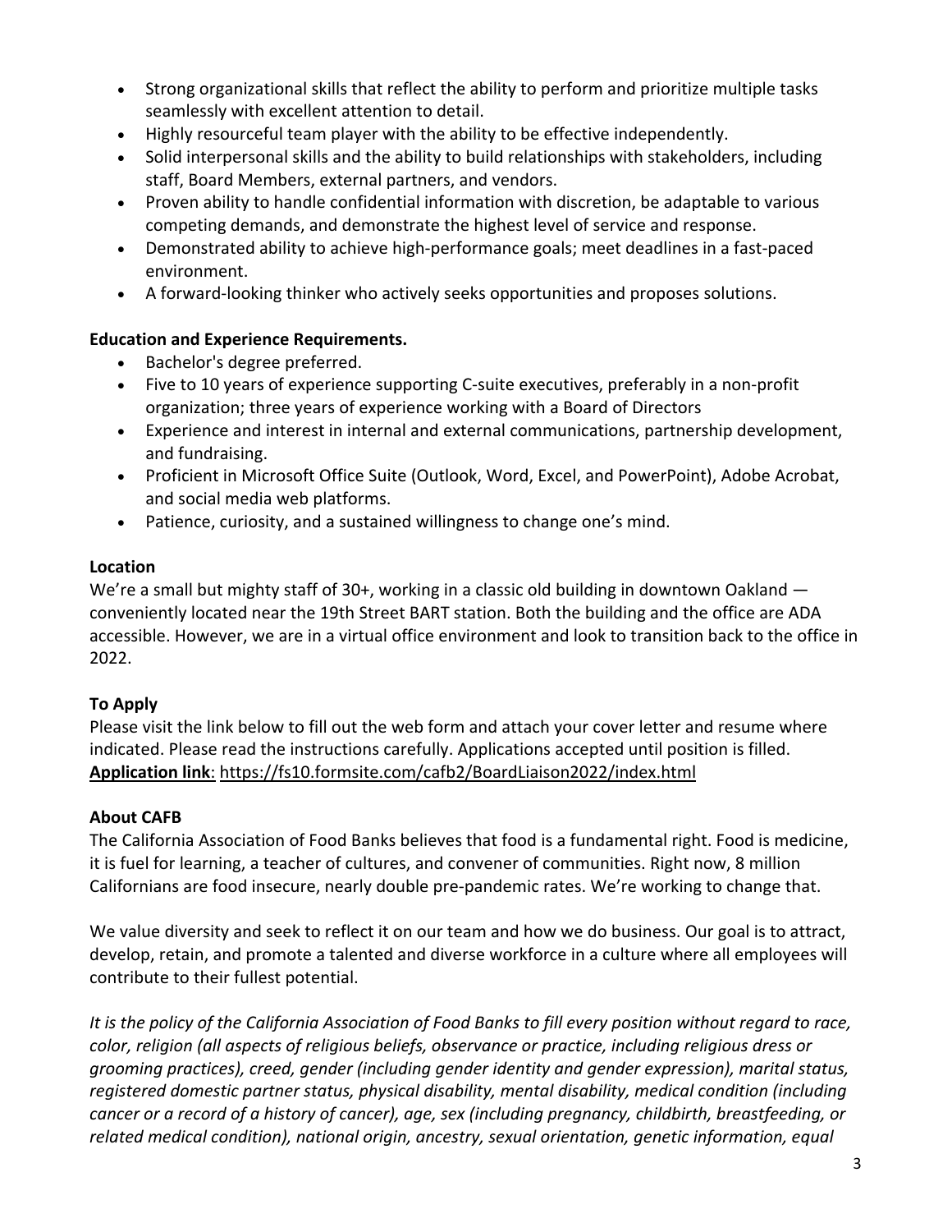- Strong organizational skills that reflect the ability to perform and prioritize multiple tasks seamlessly with excellent attention to detail.
- Highly resourceful team player with the ability to be effective independently.
- Solid interpersonal skills and the ability to build relationships with stakeholders, including staff, Board Members, external partners, and vendors.
- Proven ability to handle confidential information with discretion, be adaptable to various competing demands, and demonstrate the highest level of service and response.
- Demonstrated ability to achieve high-performance goals; meet deadlines in a fast-paced environment.
- A forward-looking thinker who actively seeks opportunities and proposes solutions.

**Education and Experience Requirements.**

- Bachelor's degree preferred.
- Five to 10 years of experience supporting C-suite executives, preferably in a non-profit organization; three years of experience working with a Board of Directors
- Experience and interest in internal and external communications, partnership development, and fundraising.
- Proficient in Microsoft Office Suite (Outlook, Word, Excel, and PowerPoint), Adobe Acrobat, and social media web platforms.
- Patience, curiosity, and a sustained willingness to change one's mind.

**Location**

We're a small but mighty staff of 30+, working in a classic old building in downtown Oakland — conveniently located near the 19th Street BART station. Both the building and the office are ADA accessible. However, we are in a virtual office environment and look to transition back to the office in 2022.

**To Apply**

Please visit the link below to fill out the web form and attach your cover letter and resume where indicated. Please read the instructions carefully. Applications accepted until position is filled.
**Application link**: https://fs10.formsite.com/cafb2/BoardLiaison2022/index.html

**About CAFB**

The California Association of Food Banks believes that food is a fundamental right. Food is medicine, it is fuel for learning, a teacher of cultures, and convener of communities. Right now, 8 million Californians are food insecure, nearly double pre-pandemic rates. We're working to change that.

We value diversity and seek to reflect it on our team and how we do business. Our goal is to attract, develop, retain, and promote a talented and diverse workforce in a culture where all employees will contribute to their fullest potential.

*It is the policy of the California Association of Food Banks to fill every position without regard to race, color, religion (all aspects of religious beliefs, observance or practice, including religious dress or grooming practices), creed, gender (including gender identity and gender expression), marital status, registered domestic partner status, physical disability, mental disability, medical condition (including cancer or a record of a history of cancer), age, sex (including pregnancy, childbirth, breastfeeding, or related medical condition), national origin, ancestry, sexual orientation, genetic information, equal*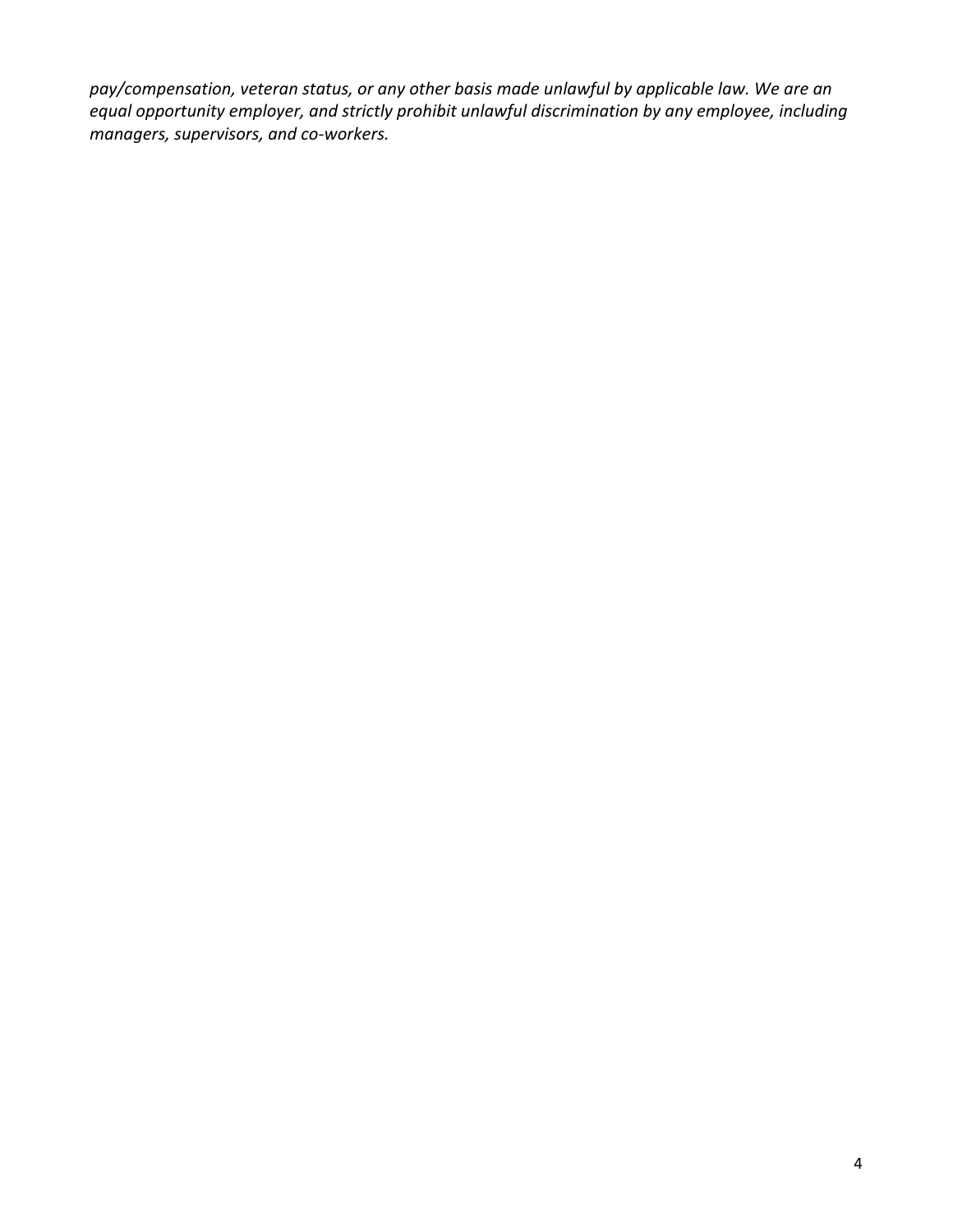*pay/compensation, veteran status, or any other basis made unlawful by applicable law. We are an equal opportunity employer, and strictly prohibit unlawful discrimination by any employee, including managers, supervisors, and co-workers.*